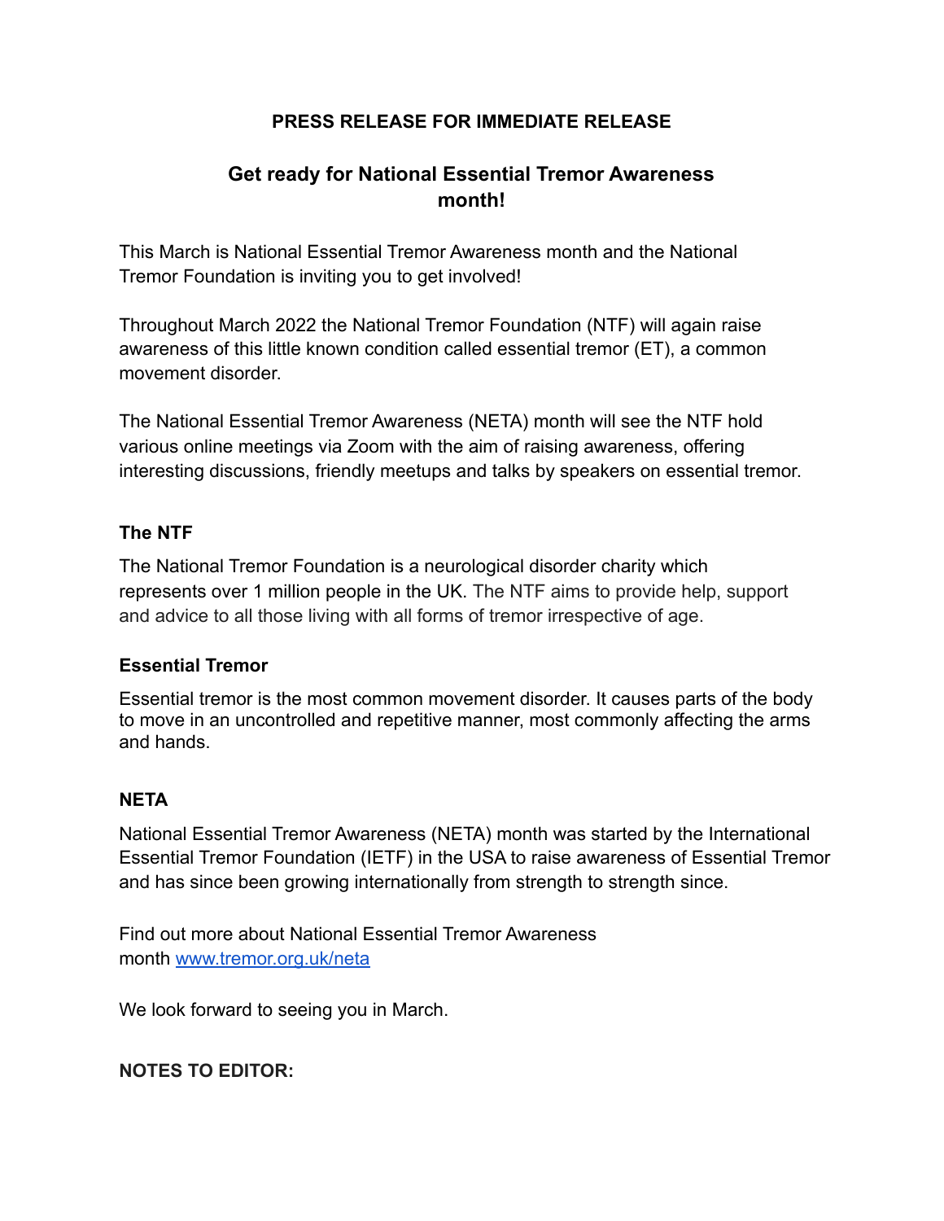**PRESS RELEASE FOR IMMEDIATE RELEASE**

# Get ready for National Essential Tremor Awareness month!

This March is National Essential Tremor Awareness month and the National Tremor Foundation is inviting you to get involved!

Throughout March 2022 the National Tremor Foundation (NTF) will again raise awareness of this little known condition called essential tremor (ET), a common movement disorder.

The National Essential Tremor Awareness (NETA) month will see the NTF hold various online meetings via Zoom with the aim of raising awareness, offering interesting discussions, friendly meetups and talks by speakers on essential tremor.

### The NTF

The National Tremor Foundation is a neurological disorder charity which represents over 1 million people in the UK. The NTF aims to provide help, support and advice to all those living with all forms of tremor irrespective of age.

### Essential Tremor

Essential tremor is the most common movement disorder. It causes parts of the body to move in an uncontrolled and repetitive manner, most commonly affecting the arms and hands.

### NETA

National Essential Tremor Awareness (NETA) month was started by the International Essential Tremor Foundation (IETF) in the USA to raise awareness of Essential Tremor and has since been growing internationally from strength to strength since.

Find out more about National Essential Tremor Awareness month [www.tremor.org.uk/neta](http://www.tremor.org.uk/neta)

We look forward to seeing you in March.

**NOTES TO EDITOR:**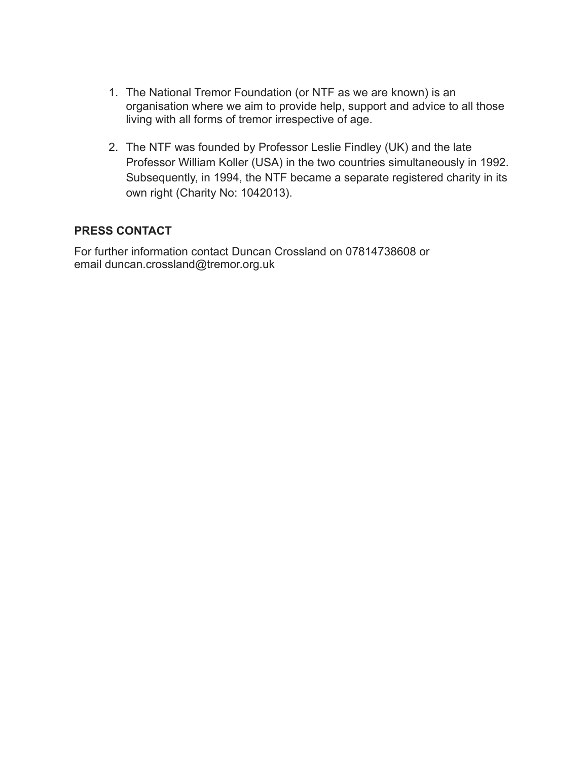1. The National Tremor Foundation (or NTF as we are known) is an organisation where we aim to provide help, support and advice to all those living with all forms of tremor irrespective of age.

2. The NTF was founded by Professor Leslie Findley (UK) and the late Professor William Koller (USA) in the two countries simultaneously in 1992. Subsequently, in 1994, the NTF became a separate registered charity in its own right (Charity No: 1042013).

**PRESS CONTACT**

For further information contact Duncan Crossland on 07814738608 or email duncan.crossland@tremor.org.uk